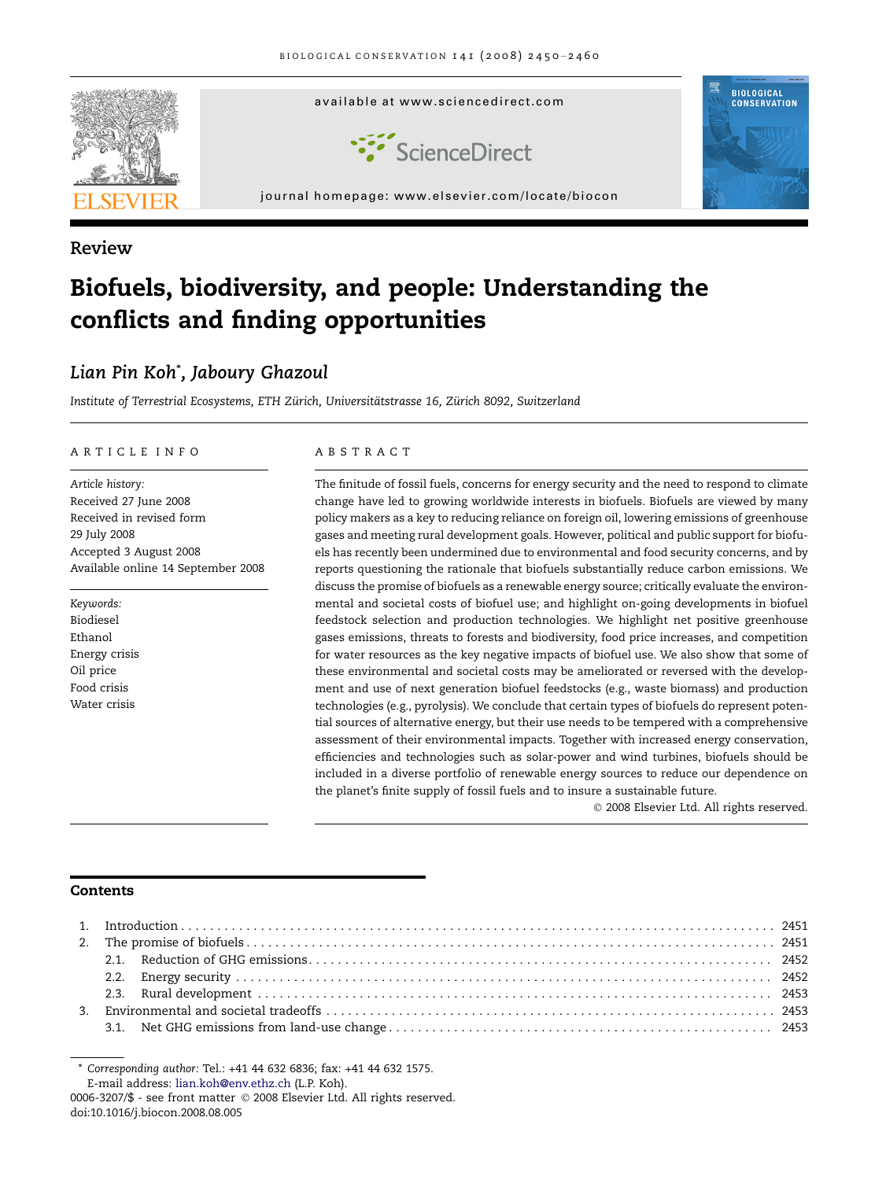Review

# Biofuels, biodiversity, and people: Understanding the conflicts and finding opportunities

*Lian Pin Koh*, Jaboury Ghazoul*

*Institute of Terrestrial Ecosystems, ETH Zürich, Universitätstrasse 16, Zürich 8092, Switzerland*

## ARTICLE INFO

*Article history:*
Received 27 June 2008
Received in revised form
29 July 2008
Accepted 3 August 2008
Available online 14 September 2008

*Keywords:*
Biodiesel
Ethanol
Energy crisis
Oil price
Food crisis
Water crisis

## ABSTRACT

The finitude of fossil fuels, concerns for energy security and the need to respond to climate change have led to growing worldwide interests in biofuels. Biofuels are viewed by many policy makers as a key to reducing reliance on foreign oil, lowering emissions of greenhouse gases and meeting rural development goals. However, political and public support for biofuels has recently been undermined due to environmental and food security concerns, and by reports questioning the rationale that biofuels substantially reduce carbon emissions. We discuss the promise of biofuels as a renewable energy source; critically evaluate the environmental and societal costs of biofuel use; and highlight on-going developments in biofuel feedstock selection and production technologies. We highlight net positive greenhouse gases emissions, threats to forests and biodiversity, food price increases, and competition for water resources as the key negative impacts of biofuel use. We also show that some of these environmental and societal costs may be ameliorated or reversed with the development and use of next generation biofuel feedstocks (e.g., waste biomass) and production technologies (e.g., pyrolysis). We conclude that certain types of biofuels do represent potential sources of alternative energy, but their use needs to be tempered with a comprehensive assessment of their environmental impacts. Together with increased energy conservation, efficiencies and technologies such as solar-power and wind turbines, biofuels should be included in a diverse portfolio of renewable energy sources to reduce our dependence on the planet's finite supply of fossil fuels and to insure a sustainable future.

© 2008 Elsevier Ltd. All rights reserved.

## Contents

1. Introduction . . . . . 2451
2. The promise of biofuels . . . . . 2451
   2.1. Reduction of GHG emissions . . . . . 2452
   2.2. Energy security . . . . . 2452
   2.3. Rural development . . . . . 2453
3. Environmental and societal tradeoffs . . . . . 2453
   3.1. Net GHG emissions from land-use change . . . . . 2453

* Corresponding author: Tel.: +41 44 632 6836; fax: +41 44 632 1575.
E-mail address: lian.koh@env.ethz.ch (L.P. Koh).
0006-3207/$ - see front matter © 2008 Elsevier Ltd. All rights reserved.
doi:10.1016/j.biocon.2008.08.005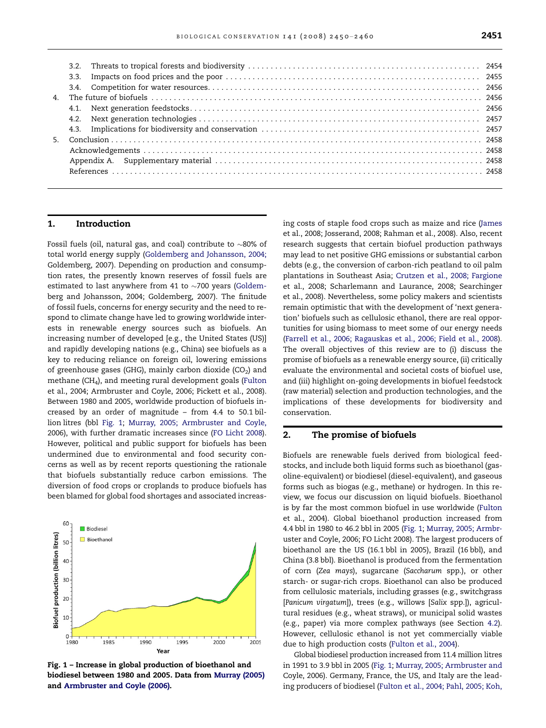3.2. Threats to tropical forests and biodiversity ........ 2454
3.3. Impacts on food prices and the poor ........ 2455
3.4. Competition for water resources........ 2456
4. The future of biofuels ........ 2456
4.1. Next generation feedstocks........ 2456
4.2. Next generation technologies ........ 2457
4.3. Implications for biodiversity and conservation ........ 2457
5. Conclusion ........ 2458
Acknowledgements ........ 2458
Appendix A. Supplementary material ........ 2458
References ........ 2458

## 1. Introduction

Fossil fuels (oil, natural gas, and coal) contribute to ~80% of total world energy supply (Goldemberg and Johansson, 2004; Goldemberg, 2007). Depending on production and consumption rates, the presently known reserves of fossil fuels are estimated to last anywhere from 41 to ~700 years (Goldemberg and Johansson, 2004; Goldemberg, 2007). The finitude of fossil fuels, concerns for energy security and the need to respond to climate change have led to growing worldwide interests in renewable energy sources such as biofuels. An increasing number of developed [e.g., the United States (US)] and rapidly developing nations (e.g., China) see biofuels as a key to reducing reliance on foreign oil, lowering emissions of greenhouse gases (GHG), mainly carbon dioxide ($CO_2$) and methane ($CH_4$), and meeting rural development goals (Fulton et al., 2004; Armbruster and Coyle, 2006; Pickett et al., 2008). Between 1980 and 2005, worldwide production of biofuels increased by an order of magnitude – from 4.4 to 50.1 billion litres (bbl Fig. 1; Murray, 2005; Armbruster and Coyle, 2006), with further dramatic increases since (FO Licht 2008). However, political and public support for biofuels has been undermined due to environmental and food security concerns as well as by recent reports questioning the rationale that biofuels substantially reduce carbon emissions. The diversion of food crops or croplands to produce biofuels has been blamed for global food shortages and associated increasing costs of staple food crops such as maize and rice (James et al., 2008; Josserand, 2008; Rahman et al., 2008). Also, recent research suggests that certain biofuel production pathways may lead to net positive GHG emissions or substantial carbon debts (e.g., the conversion of carbon-rich peatland to oil palm plantations in Southeast Asia; Crutzen et al., 2008; Fargione et al., 2008; Scharlemann and Laurance, 2008; Searchinger et al., 2008). Nevertheless, some policy makers and scientists remain optimistic that with the development of 'next generation' biofuels such as cellulosic ethanol, there are real opportunities for using biomass to meet some of our energy needs (Farrell et al., 2006; Ragauskas et al., 2006; Field et al., 2008). The overall objectives of this review are to (i) discuss the promise of biofuels as a renewable energy source, (ii) critically evaluate the environmental and societal costs of biofuel use, and (iii) highlight on-going developments in biofuel feedstock (raw material) selection and production technologies, and the implications of these developments for biodiversity and conservation.

**Fig. 1 – Increase in global production of bioethanol and biodiesel between 1980 and 2005. Data from Murray (2005) and Armbruster and Coyle (2006).**

## 2. The promise of biofuels

Biofuels are renewable fuels derived from biological feedstocks, and include both liquid forms such as bioethanol (gasoline-equivalent) or biodiesel (diesel-equivalent), and gaseous forms such as biogas (e.g., methane) or hydrogen. In this review, we focus our discussion on liquid biofuels. Bioethanol is by far the most common biofuel in use worldwide (Fulton et al., 2004). Global bioethanol production increased from 4.4 bbl in 1980 to 46.2 bbl in 2005 (Fig. 1; Murray, 2005; Armbruster and Coyle, 2006; FO Licht 2008). The largest producers of bioethanol are the US (16.1 bbl in 2005), Brazil (16 bbl), and China (3.8 bbl). Bioethanol is produced from the fermentation of corn (*Zea mays*), sugarcane (*Saccharum* spp.), or other starch- or sugar-rich crops. Bioethanol can also be produced from cellulosic materials, including grasses (e.g., switchgrass [*Panicum virgatum*]), trees (e.g., willows [*Salix* spp.]), agricultural residues (e.g., wheat straws), or municipal solid wastes (e.g., paper) via more complex pathways (see Section 4.2). However, cellulosic ethanol is not yet commercially viable due to high production costs (Fulton et al., 2004).

Global biodiesel production increased from 11.4 million litres in 1991 to 3.9 bbl in 2005 (Fig. 1; Murray, 2005; Armbruster and Coyle, 2006). Germany, France, the US, and Italy are the leading producers of biodiesel (Fulton et al., 2004; Pahl, 2005; Koh,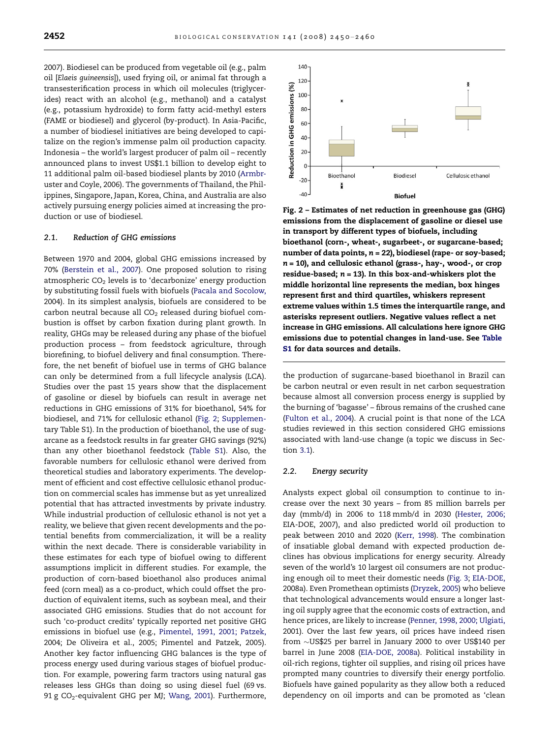2007). Biodiesel can be produced from vegetable oil (e.g., palm oil [*Elaeis guineensis*]), used frying oil, or animal fat through a transesterification process in which oil molecules (triglycerides) react with an alcohol (e.g., methanol) and a catalyst (e.g., potassium hydroxide) to form fatty acid-methyl esters (FAME or biodiesel) and glycerol (by-product). In Asia-Pacific, a number of biodiesel initiatives are being developed to capitalize on the region's immense palm oil production capacity. Indonesia – the world's largest producer of palm oil – recently announced plans to invest US$1.1 billion to develop eight to 11 additional palm oil-based biodiesel plants by 2010 (Armbruster and Coyle, 2006). The governments of Thailand, the Philippines, Singapore, Japan, Korea, China, and Australia are also actively pursuing energy policies aimed at increasing the production or use of biodiesel.

### 2.1. Reduction of GHG emissions

Between 1970 and 2004, global GHG emissions increased by 70% (Berstein et al., 2007). One proposed solution to rising atmospheric $CO_2$ levels is to 'decarbonize' energy production by substituting fossil fuels with biofuels (Pacala and Socolow, 2004). In its simplest analysis, biofuels are considered to be carbon neutral because all $CO_2$ released during biofuel combustion is offset by carbon fixation during plant growth. In reality, GHGs may be released during any phase of the biofuel production process – from feedstock agriculture, through biorefining, to biofuel delivery and final consumption. Therefore, the net benefit of biofuel use in terms of GHG balance can only be determined from a full lifecycle analysis (LCA). Studies over the past 15 years show that the displacement of gasoline or diesel by biofuels can result in average net reductions in GHG emissions of 31% for bioethanol, 54% for biodiesel, and 71% for cellulosic ethanol (Fig. 2; Supplementary Table S1). In the production of bioethanol, the use of sugarcane as a feedstock results in far greater GHG savings (92%) than any other bioethanol feedstock (Table S1). Also, the favorable numbers for cellulosic ethanol were derived from theoretical studies and laboratory experiments. The development of efficient and cost effective cellulosic ethanol production on commercial scales has immense but as yet unrealized potential that has attracted investments by private industry. While industrial production of cellulosic ethanol is not yet a reality, we believe that given recent developments and the potential benefits from commercialization, it will be a reality within the next decade. There is considerable variability in these estimates for each type of biofuel owing to different assumptions implicit in different studies. For example, the production of corn-based bioethanol also produces animal feed (corn meal) as a co-product, which could offset the production of equivalent items, such as soybean meal, and their associated GHG emissions. Studies that do not account for such 'co-product credits' typically reported net positive GHG emissions in biofuel use (e.g., Pimentel, 1991, 2001; Patzek, 2004; De Oliveira et al., 2005; Pimentel and Patzek, 2005). Another key factor influencing GHG balances is the type of process energy used during various stages of biofuel production. For example, powering farm tractors using natural gas releases less GHGs than doing so using diesel fuel (69 vs. 91 g $CO_2$-equivalent GHG per MJ; Wang, 2001). Furthermore,

**Fig. 2 – Estimates of net reduction in greenhouse gas (GHG) emissions from the displacement of gasoline or diesel use in transport by different types of biofuels, including bioethanol (corn-, wheat-, sugarbeet-, or sugarcane-based; number of data points, $n$ = 22), biodiesel (rape- or soy-based; $n$ = 10), and cellulosic ethanol (grass-, hay-, wood-, or crop residue-based; $n$ = 13). In this box-and-whiskers plot the middle horizontal line represents the median, box hinges represent first and third quartiles, whiskers represent extreme values within 1.5 times the interquartile range, and asterisks represent outliers. Negative values reflect a net increase in GHG emissions. All calculations here ignore GHG emissions due to potential changes in land-use. See Table S1 for data sources and details.**

the production of sugarcane-based bioethanol in Brazil can be carbon neutral or even result in net carbon sequestration because almost all conversion process energy is supplied by the burning of 'bagasse' – fibrous remains of the crushed cane (Fulton et al., 2004). A crucial point is that none of the LCA studies reviewed in this section considered GHG emissions associated with land-use change (a topic we discuss in Section 3.1).

### 2.2. Energy security

Analysts expect global oil consumption to continue to increase over the next 30 years – from 85 million barrels per day (mmb/d) in 2006 to 118 mmb/d in 2030 (Hester, 2006; EIA-DOE, 2007), and also predicted world oil production to peak between 2010 and 2020 (Kerr, 1998). The combination of insatiable global demand with expected production declines has obvious implications for energy security. Already seven of the world's 10 largest oil consumers are not producing enough oil to meet their domestic needs (Fig. 3; EIA-DOE, 2008a). Even Promethean optimists (Dryzek, 2005) who believe that technological advancements would ensure a longer lasting oil supply agree that the economic costs of extraction, and hence prices, are likely to increase (Penner, 1998, 2000; Ulgiati, 2001). Over the last few years, oil prices have indeed risen from ~US$25 per barrel in January 2000 to over US$140 per barrel in June 2008 (EIA-DOE, 2008a). Political instability in oil-rich regions, tighter oil supplies, and rising oil prices have prompted many countries to diversify their energy portfolio. Biofuels have gained popularity as they allow both a reduced dependency on oil imports and can be promoted as 'clean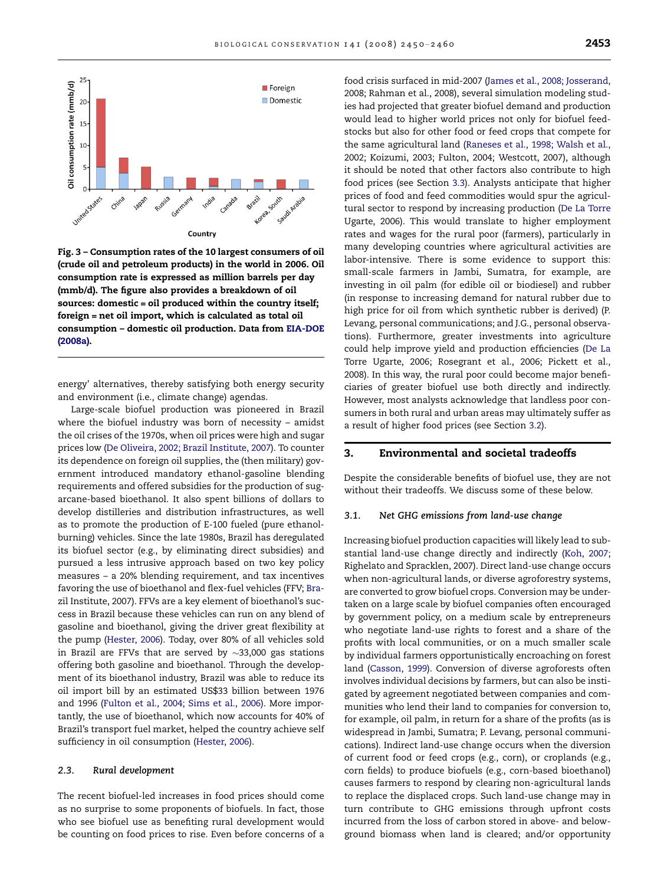Fig. 3 – **Consumption rates of the 10 largest consumers of oil (crude oil and petroleum products) in the world in 2006. Oil consumption rate is expressed as million barrels per day (mmb/d). The figure also provides a breakdown of oil sources: domestic = oil produced within the country itself; foreign = net oil import, which is calculated as total oil consumption – domestic oil production. Data from EIA-DOE (2008a).**

energy' alternatives, thereby satisfying both energy security and environment (i.e., climate change) agendas.

Large-scale biofuel production was pioneered in Brazil where the biofuel industry was born of necessity – amidst the oil crises of the 1970s, when oil prices were high and sugar prices low (De Oliveira, 2002; Brazil Institute, 2007). To counter its dependence on foreign oil supplies, the (then military) government introduced mandatory ethanol-gasoline blending requirements and offered subsidies for the production of sugarcane-based bioethanol. It also spent billions of dollars to develop distilleries and distribution infrastructures, as well as to promote the production of E-100 fueled (pure ethanol-burning) vehicles. Since the late 1980s, Brazil has deregulated its biofuel sector (e.g., by eliminating direct subsidies) and pursued a less intrusive approach based on two key policy measures – a 20% blending requirement, and tax incentives favoring the use of bioethanol and flex-fuel vehicles (FFV; Brazil Institute, 2007). FFVs are a key element of bioethanol's success in Brazil because these vehicles can run on any blend of gasoline and bioethanol, giving the driver great flexibility at the pump (Hester, 2006). Today, over 80% of all vehicles sold in Brazil are FFVs that are served by ~33,000 gas stations offering both gasoline and bioethanol. Through the development of its bioethanol industry, Brazil was able to reduce its oil import bill by an estimated US$33 billion between 1976 and 1996 (Fulton et al., 2004; Sims et al., 2006). More importantly, the use of bioethanol, which now accounts for 40% of Brazil's transport fuel market, helped the country achieve self sufficiency in oil consumption (Hester, 2006).

### 2.3. Rural development

The recent biofuel-led increases in food prices should come as no surprise to some proponents of biofuels. In fact, those who see biofuel use as benefiting rural development would be counting on food prices to rise. Even before concerns of a food crisis surfaced in mid-2007 (James et al., 2008; Josserand, 2008; Rahman et al., 2008), several simulation modeling studies had projected that greater biofuel demand and production would lead to higher world prices not only for biofuel feedstocks but also for other food or feed crops that compete for the same agricultural land (Raneses et al., 1998; Walsh et al., 2002; Koizumi, 2003; Fulton, 2004; Westcott, 2007), although it should be noted that other factors also contribute to high food prices (see Section 3.3). Analysts anticipate that higher prices of food and feed commodities would spur the agricultural sector to respond by increasing production (De La Torre Ugarte, 2006). This would translate to higher employment rates and wages for the rural poor (farmers), particularly in many developing countries where agricultural activities are labor-intensive. There is some evidence to support this: small-scale farmers in Jambi, Sumatra, for example, are investing in oil palm (for edible oil or biodiesel) and rubber (in response to increasing demand for natural rubber due to high price for oil from which synthetic rubber is derived) (P. Levang, personal communications; and J.G., personal observations). Furthermore, greater investments into agriculture could help improve yield and production efficiencies (De La Torre Ugarte, 2006; Rosegrant et al., 2006; Pickett et al., 2008). In this way, the rural poor could become major beneficiaries of greater biofuel use both directly and indirectly. However, most analysts acknowledge that landless poor consumers in both rural and urban areas may ultimately suffer as a result of higher food prices (see Section 3.2).

## 3. Environmental and societal tradeoffs

Despite the considerable benefits of biofuel use, they are not without their tradeoffs. We discuss some of these below.

### 3.1. Net GHG emissions from land-use change

Increasing biofuel production capacities will likely lead to substantial land-use change directly and indirectly (Koh, 2007; Righelato and Spracklen, 2007). Direct land-use change occurs when non-agricultural lands, or diverse agroforestry systems, are converted to grow biofuel crops. Conversion may be undertaken on a large scale by biofuel companies often encouraged by government policy, on a medium scale by entrepreneurs who negotiate land-use rights to forest and a share of the profits with local communities, or on a much smaller scale by individual farmers opportunistically encroaching on forest land (Casson, 1999). Conversion of diverse agroforests often involves individual decisions by farmers, but can also be instigated by agreement negotiated between companies and communities who lend their land to companies for conversion to, for example, oil palm, in return for a share of the profits (as is widespread in Jambi, Sumatra; P. Levang, personal communications). Indirect land-use change occurs when the diversion of current food or feed crops (e.g., corn), or croplands (e.g., corn fields) to produce biofuels (e.g., corn-based bioethanol) causes farmers to respond by clearing non-agricultural lands to replace the displaced crops. Such land-use change may in turn contribute to GHG emissions through upfront costs incurred from the loss of carbon stored in above- and below-ground biomass when land is cleared; and/or opportunity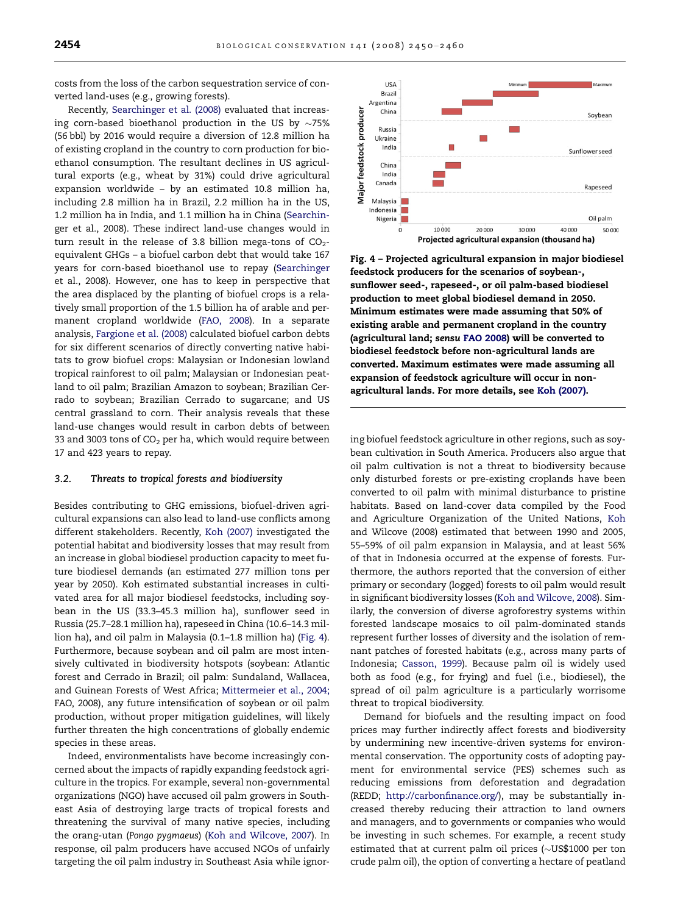costs from the loss of the carbon sequestration service of converted land-uses (e.g., growing forests).

Recently, Searchinger et al. (2008) evaluated that increasing corn-based bioethanol production in the US by ~75% (56 bbl) by 2016 would require a diversion of 12.8 million ha of existing cropland in the country to corn production for bioethanol consumption. The resultant declines in US agricultural exports (e.g., wheat by 31%) could drive agricultural expansion worldwide – by an estimated 10.8 million ha, including 2.8 million ha in Brazil, 2.2 million ha in the US, 1.2 million ha in India, and 1.1 million ha in China (Searchinger et al., 2008). These indirect land-use changes would in turn result in the release of 3.8 billion mega-tons of $CO_2$-equivalent GHGs – a biofuel carbon debt that would take 167 years for corn-based bioethanol use to repay (Searchinger et al., 2008). However, one has to keep in perspective that the area displaced by the planting of biofuel crops is a relatively small proportion of the 1.5 billion ha of arable and permanent cropland worldwide (FAO, 2008). In a separate analysis, Fargione et al. (2008) calculated biofuel carbon debts for six different scenarios of directly converting native habitats to grow biofuel crops: Malaysian or Indonesian lowland tropical rainforest to oil palm; Malaysian or Indonesian peatland to oil palm; Brazilian Amazon to soybean; Brazilian Cerrado to soybean; Brazilian Cerrado to sugarcane; and US central grassland to corn. Their analysis reveals that these land-use changes would result in carbon debts of between 33 and 3003 tons of $CO_2$ per ha, which would require between 17 and 423 years to repay.

### 3.2. Threats to tropical forests and biodiversity

Besides contributing to GHG emissions, biofuel-driven agricultural expansions can also lead to land-use conflicts among different stakeholders. Recently, Koh (2007) investigated the potential habitat and biodiversity losses that may result from an increase in global biodiesel production capacity to meet future biodiesel demands (an estimated 277 million tons per year by 2050). Koh estimated substantial increases in cultivated area for all major biodiesel feedstocks, including soybean in the US (33.3–45.3 million ha), sunflower seed in Russia (25.7–28.1 million ha), rapeseed in China (10.6–14.3 million ha), and oil palm in Malaysia (0.1–1.8 million ha) (Fig. 4). Furthermore, because soybean and oil palm are most intensively cultivated in biodiversity hotspots (soybean: Atlantic forest and Cerrado in Brazil; oil palm: Sundaland, Wallacea, and Guinean Forests of West Africa; Mittermeier et al., 2004; FAO, 2008), any future intensification of soybean or oil palm production, without proper mitigation guidelines, will likely further threaten the high concentrations of globally endemic species in these areas.

Indeed, environmentalists have become increasingly concerned about the impacts of rapidly expanding feedstock agriculture in the tropics. For example, several non-governmental organizations (NGO) have accused oil palm growers in Southeast Asia of destroying large tracts of tropical forests and threatening the survival of many native species, including the orang-utan (*Pongo pygmaeus*) (Koh and Wilcove, 2007). In response, oil palm producers have accused NGOs of unfairly targeting the oil palm industry in Southeast Asia while ignoring biofuel feedstock agriculture in other regions, such as soybean cultivation in South America. Producers also argue that oil palm cultivation is not a threat to biodiversity because only disturbed forests or pre-existing croplands have been converted to oil palm with minimal disturbance to pristine habitats. Based on land-cover data compiled by the Food and Agriculture Organization of the United Nations, Koh and Wilcove (2008) estimated that between 1990 and 2005, 55–59% of oil palm expansion in Malaysia, and at least 56% of that in Indonesia occurred at the expense of forests. Furthermore, the authors reported that the conversion of either primary or secondary (logged) forests to oil palm would result in significant biodiversity losses (Koh and Wilcove, 2008). Similarly, the conversion of diverse agroforestry systems within forested landscape mosaics to oil palm-dominated stands represent further losses of diversity and the isolation of remnant patches of forested habitats (e.g., across many parts of Indonesia; Casson, 1999). Because palm oil is widely used both as food (e.g., for frying) and fuel (i.e., biodiesel), the spread of oil palm agriculture is a particularly worrisome threat to tropical biodiversity.

**Fig. 4 – Projected agricultural expansion in major biodiesel feedstock producers for the scenarios of soybean-, sunflower seed-, rapeseed-, or oil palm-based biodiesel production to meet global biodiesel demand in 2050. Minimum estimates were made assuming that 50% of existing arable and permanent cropland in the country (agricultural land; *sensu* FAO 2008) will be converted to biodiesel feedstock before non-agricultural lands are converted. Maximum estimates were made assuming all expansion of feedstock agriculture will occur in non-agricultural lands. For more details, see Koh (2007).**

Demand for biofuels and the resulting impact on food prices may further indirectly affect forests and biodiversity by undermining new incentive-driven systems for environmental conservation. The opportunity costs of adopting payment for environmental service (PES) schemes such as reducing emissions from deforestation and degradation (REDD; http://carbonfinance.org/), may be substantially increased thereby reducing their attraction to land owners and managers, and to governments or companies who would be investing in such schemes. For example, a recent study estimated that at current palm oil prices (~US$1000 per ton crude palm oil), the option of converting a hectare of peatland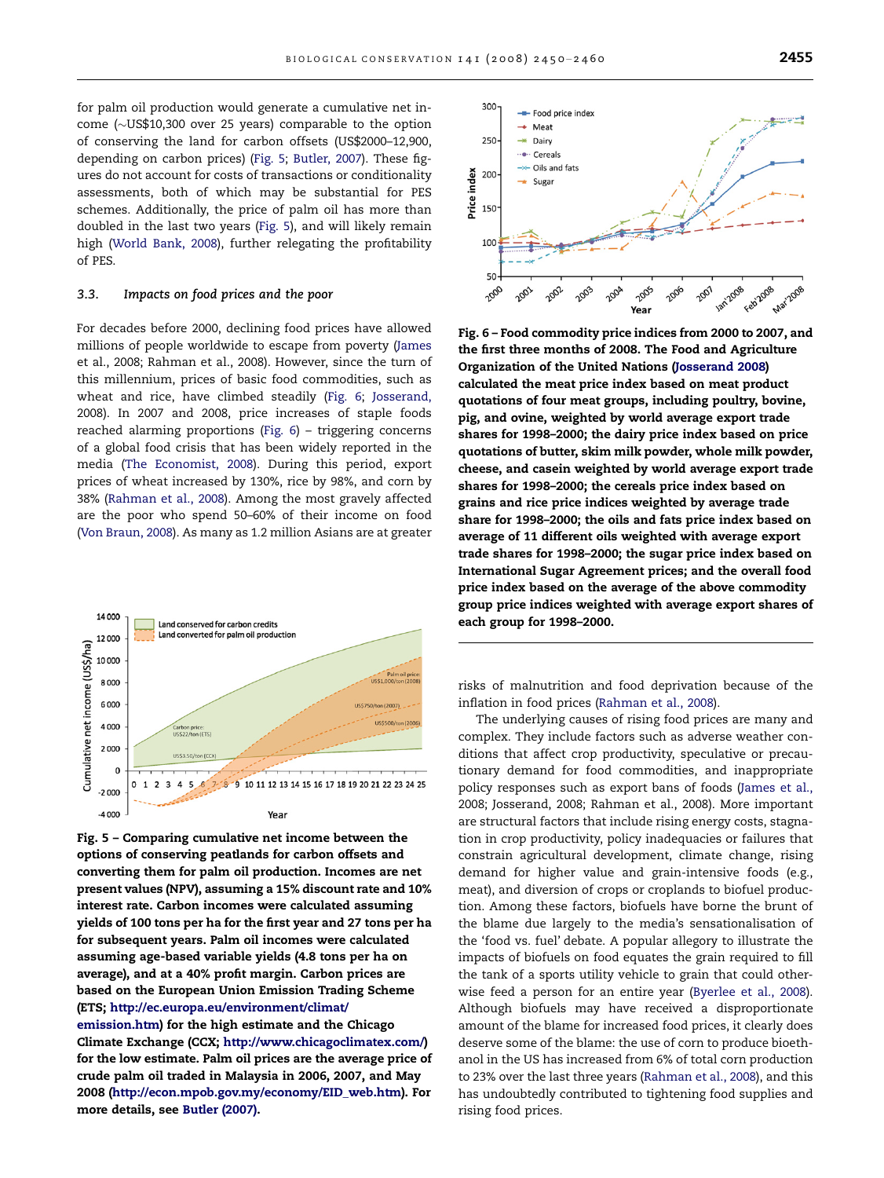for palm oil production would generate a cumulative net income (~US$10,300 over 25 years) comparable to the option of conserving the land for carbon offsets (US$2000–12,900, depending on carbon prices) (Fig. 5; Butler, 2007). These figures do not account for costs of transactions or conditionality assessments, both of which may be substantial for PES schemes. Additionally, the price of palm oil has more than doubled in the last two years (Fig. 5), and will likely remain high (World Bank, 2008), further relegating the profitability of PES.

### 3.3. Impacts on food prices and the poor

For decades before 2000, declining food prices have allowed millions of people worldwide to escape from poverty (James et al., 2008; Rahman et al., 2008). However, since the turn of this millennium, prices of basic food commodities, such as wheat and rice, have climbed steadily (Fig. 6; Josserand, 2008). In 2007 and 2008, price increases of staple foods reached alarming proportions (Fig. 6) – triggering concerns of a global food crisis that has been widely reported in the media (The Economist, 2008). During this period, export prices of wheat increased by 130%, rice by 98%, and corn by 38% (Rahman et al., 2008). Among the most gravely affected are the poor who spend 50–60% of their income on food (Von Braun, 2008). As many as 1.2 million Asians are at greater risks of malnutrition and food deprivation because of the inflation in food prices (Rahman et al., 2008).

The underlying causes of rising food prices are many and complex. They include factors such as adverse weather conditions that affect crop productivity, speculative or precautionary demand for food commodities, and inappropriate policy responses such as export bans of foods (James et al., 2008; Josserand, 2008; Rahman et al., 2008). More important are structural factors that include rising energy costs, stagnation in crop productivity, policy inadequacies or failures that constrain agricultural development, climate change, rising demand for higher value and grain-intensive foods (e.g., meat), and diversion of crops or croplands to biofuel production. Among these factors, biofuels have borne the brunt of the blame due largely to the media's sensationalisation of the 'food vs. fuel' debate. A popular allegory to illustrate the impacts of biofuels on food equates the grain required to fill the tank of a sports utility vehicle to grain that could otherwise feed a person for an entire year (Byerlee et al., 2008). Although biofuels may have received a disproportionate amount of the blame for increased food prices, it clearly does deserve some of the blame: the use of corn to produce bioethanol in the US has increased from 6% of total corn production to 23% over the last three years (Rahman et al., 2008), and this has undoubtedly contributed to tightening food supplies and rising food prices.

**Fig. 5 – Comparing cumulative net income between the options of conserving peatlands for carbon offsets and converting them for palm oil production. Incomes are net present values (NPV), assuming a 15% discount rate and 10% interest rate. Carbon incomes were calculated assuming yields of 100 tons per ha for the first year and 27 tons per ha for subsequent years. Palm oil incomes were calculated assuming age-based variable yields (4.8 tons per ha on average), and at a 40% profit margin. Carbon prices are based on the European Union Emission Trading Scheme (ETS; http://ec.europa.eu/environment/climat/emission.htm) for the high estimate and the Chicago Climate Exchange (CCX; http://www.chicagoclimatex.com/) for the low estimate. Palm oil prices are the average price of crude palm oil traded in Malaysia in 2006, 2007, and May 2008 (http://econ.mpob.gov.my/economy/EID_web.htm). For more details, see Butler (2007).**

**Fig. 6 – Food commodity price indices from 2000 to 2007, and the first three months of 2008. The Food and Agriculture Organization of the United Nations (Josserand 2008) calculated the meat price index based on meat product quotations of four meat groups, including poultry, bovine, pig, and ovine, weighted by world average export trade shares for 1998–2000; the dairy price index based on price quotations of butter, skim milk powder, whole milk powder, cheese, and casein weighted by world average export trade shares for 1998–2000; the cereals price index based on grains and rice price indices weighted by average trade share for 1998–2000; the oils and fats price index based on average of 11 different oils weighted with average export trade shares for 1998–2000; the sugar price index based on International Sugar Agreement prices; and the overall food price index based on the average of the above commodity group price indices weighted with average export shares of each group for 1998–2000.**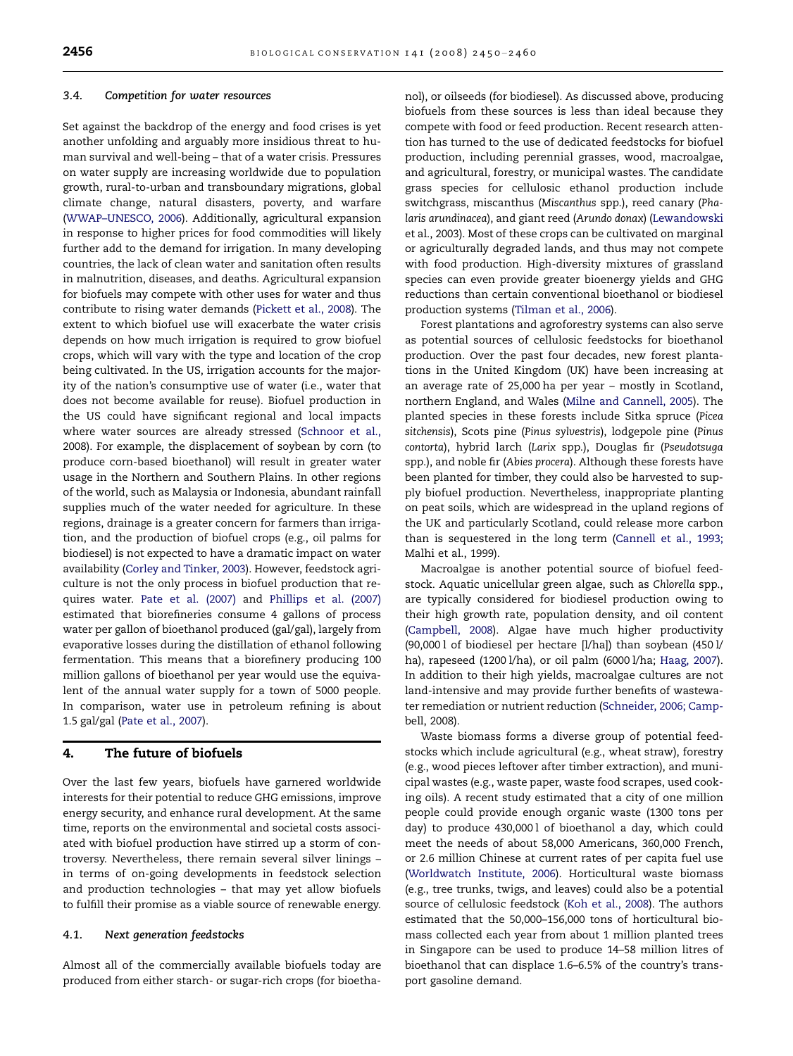### 3.4. Competition for water resources

Set against the backdrop of the energy and food crises is yet another unfolding and arguably more insidious threat to human survival and well-being – that of a water crisis. Pressures on water supply are increasing worldwide due to population growth, rural-to-urban and transboundary migrations, global climate change, natural disasters, poverty, and warfare (WWAP–UNESCO, 2006). Additionally, agricultural expansion in response to higher prices for food commodities will likely further add to the demand for irrigation. In many developing countries, the lack of clean water and sanitation often results in malnutrition, diseases, and deaths. Agricultural expansion for biofuels may compete with other uses for water and thus contribute to rising water demands (Pickett et al., 2008). The extent to which biofuel use will exacerbate the water crisis depends on how much irrigation is required to grow biofuel crops, which will vary with the type and location of the crop being cultivated. In the US, irrigation accounts for the majority of the nation's consumptive use of water (i.e., water that does not become available for reuse). Biofuel production in the US could have significant regional and local impacts where water sources are already stressed (Schnoor et al., 2008). For example, the displacement of soybean by corn (to produce corn-based bioethanol) will result in greater water usage in the Northern and Southern Plains. In other regions of the world, such as Malaysia or Indonesia, abundant rainfall supplies much of the water needed for agriculture. In these regions, drainage is a greater concern for farmers than irrigation, and the production of biofuel crops (e.g., oil palms for biodiesel) is not expected to have a dramatic impact on water availability (Corley and Tinker, 2003). However, feedstock agriculture is not the only process in biofuel production that requires water. Pate et al. (2007) and Phillips et al. (2007) estimated that biorefineries consume 4 gallons of process water per gallon of bioethanol produced (gal/gal), largely from evaporative losses during the distillation of ethanol following fermentation. This means that a biorefinery producing 100 million gallons of bioethanol per year would use the equivalent of the annual water supply for a town of 5000 people. In comparison, water use in petroleum refining is about 1.5 gal/gal (Pate et al., 2007).

## 4. The future of biofuels

Over the last few years, biofuels have garnered worldwide interests for their potential to reduce GHG emissions, improve energy security, and enhance rural development. At the same time, reports on the environmental and societal costs associated with biofuel production have stirred up a storm of controversy. Nevertheless, there remain several silver linings – in terms of on-going developments in feedstock selection and production technologies – that may yet allow biofuels to fulfill their promise as a viable source of renewable energy.

### 4.1. Next generation feedstocks

Almost all of the commercially available biofuels today are produced from either starch- or sugar-rich crops (for bioethanol), or oilseeds (for biodiesel). As discussed above, producing biofuels from these sources is less than ideal because they compete with food or feed production. Recent research attention has turned to the use of dedicated feedstocks for biofuel production, including perennial grasses, wood, macroalgae, and agricultural, forestry, or municipal wastes. The candidate grass species for cellulosic ethanol production include switchgrass, miscanthus (*Miscanthus* spp.), reed canary (*Phalaris arundinacea*), and giant reed (*Arundo donax*) (Lewandowski et al., 2003). Most of these crops can be cultivated on marginal or agriculturally degraded lands, and thus may not compete with food production. High-diversity mixtures of grassland species can even provide greater bioenergy yields and GHG reductions than certain conventional bioethanol or biodiesel production systems (Tilman et al., 2006).

Forest plantations and agroforestry systems can also serve as potential sources of cellulosic feedstocks for bioethanol production. Over the past four decades, new forest plantations in the United Kingdom (UK) have been increasing at an average rate of 25,000 ha per year – mostly in Scotland, northern England, and Wales (Milne and Cannell, 2005). The planted species in these forests include Sitka spruce (*Picea sitchensis*), Scots pine (*Pinus sylvestris*), lodgepole pine (*Pinus contorta*), hybrid larch (*Larix* spp.), Douglas fir (*Pseudotsuga* spp.), and noble fir (*Abies procera*). Although these forests have been planted for timber, they could also be harvested to supply biofuel production. Nevertheless, inappropriate planting on peat soils, which are widespread in the upland regions of the UK and particularly Scotland, could release more carbon than is sequestered in the long term (Cannell et al., 1993; Malhi et al., 1999).

Macroalgae is another potential source of biofuel feedstock. Aquatic unicellular green algae, such as *Chlorella* spp., are typically considered for biodiesel production owing to their high growth rate, population density, and oil content (Campbell, 2008). Algae have much higher productivity (90,000 l of biodiesel per hectare [l/ha]) than soybean (450 l/ha), rapeseed (1200 l/ha), or oil palm (6000 l/ha; Haag, 2007). In addition to their high yields, macroalgae cultures are not land-intensive and may provide further benefits of wastewater remediation or nutrient reduction (Schneider, 2006; Campbell, 2008).

Waste biomass forms a diverse group of potential feedstocks which include agricultural (e.g., wheat straw), forestry (e.g., wood pieces leftover after timber extraction), and municipal wastes (e.g., waste paper, waste food scrapes, used cooking oils). A recent study estimated that a city of one million people could provide enough organic waste (1300 tons per day) to produce 430,000 l of bioethanol a day, which could meet the needs of about 58,000 Americans, 360,000 French, or 2.6 million Chinese at current rates of per capita fuel use (Worldwatch Institute, 2006). Horticultural waste biomass (e.g., tree trunks, twigs, and leaves) could also be a potential source of cellulosic feedstock (Koh et al., 2008). The authors estimated that the 50,000–156,000 tons of horticultural biomass collected each year from about 1 million planted trees in Singapore can be used to produce 14–58 million litres of bioethanol that can displace 1.6–6.5% of the country's transport gasoline demand.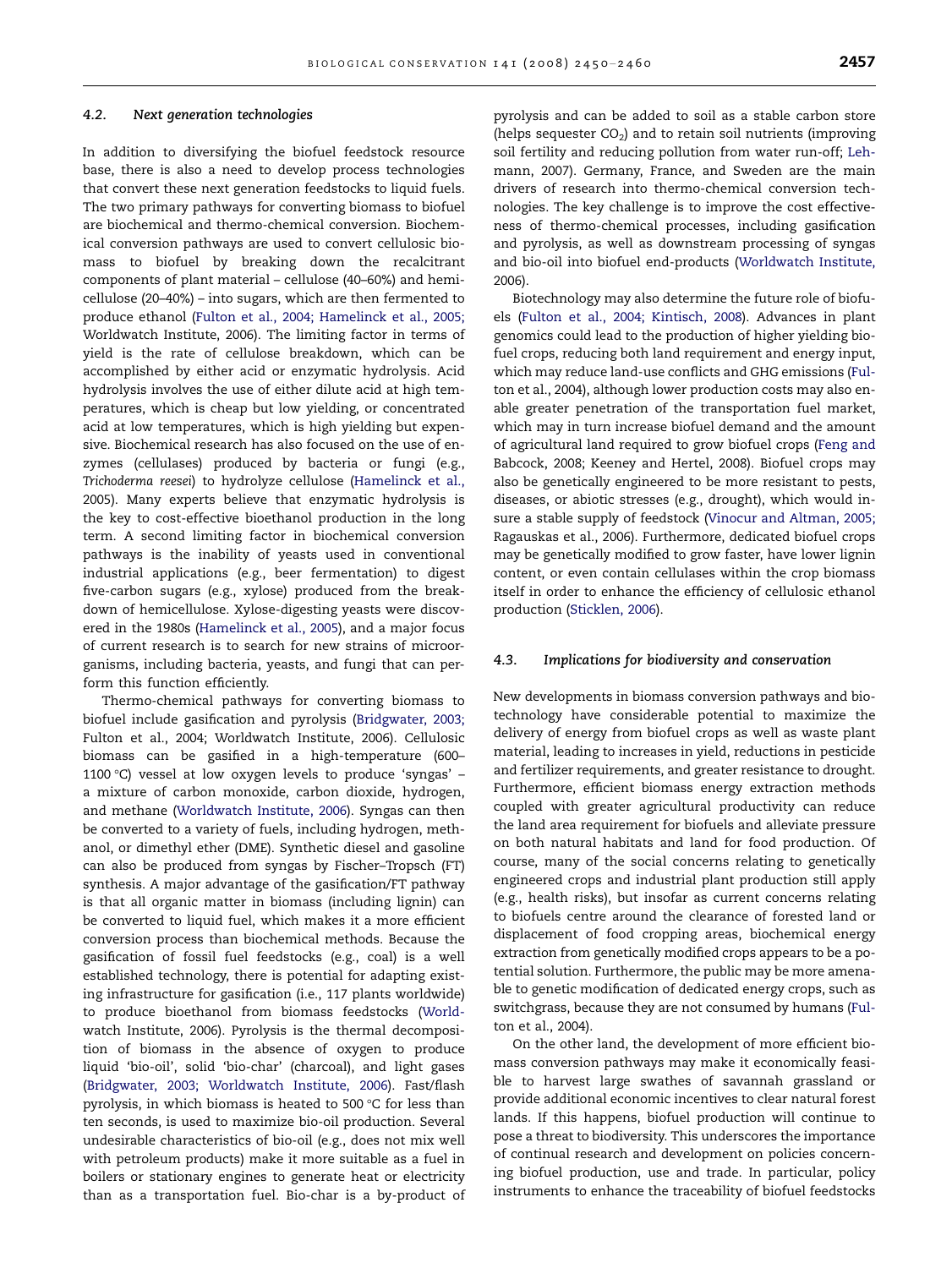### 4.2. Next generation technologies

In addition to diversifying the biofuel feedstock resource base, there is also a need to develop process technologies that convert these next generation feedstocks to liquid fuels. The two primary pathways for converting biomass to biofuel are biochemical and thermo-chemical conversion. Biochemical conversion pathways are used to convert cellulosic biomass to biofuel by breaking down the recalcitrant components of plant material – cellulose (40–60%) and hemicellulose (20–40%) – into sugars, which are then fermented to produce ethanol (Fulton et al., 2004; Hamelinck et al., 2005; Worldwatch Institute, 2006). The limiting factor in terms of yield is the rate of cellulose breakdown, which can be accomplished by either acid or enzymatic hydrolysis. Acid hydrolysis involves the use of either dilute acid at high temperatures, which is cheap but low yielding, or concentrated acid at low temperatures, which is high yielding but expensive. Biochemical research has also focused on the use of enzymes (cellulases) produced by bacteria or fungi (e.g., *Trichoderma reesei*) to hydrolyze cellulose (Hamelinck et al., 2005). Many experts believe that enzymatic hydrolysis is the key to cost-effective bioethanol production in the long term. A second limiting factor in biochemical conversion pathways is the inability of yeasts used in conventional industrial applications (e.g., beer fermentation) to digest five-carbon sugars (e.g., xylose) produced from the breakdown of hemicellulose. Xylose-digesting yeasts were discovered in the 1980s (Hamelinck et al., 2005), and a major focus of current research is to search for new strains of microorganisms, including bacteria, yeasts, and fungi that can perform this function efficiently.

Thermo-chemical pathways for converting biomass to biofuel include gasification and pyrolysis (Bridgwater, 2003; Fulton et al., 2004; Worldwatch Institute, 2006). Cellulosic biomass can be gasified in a high-temperature (600–1100 °C) vessel at low oxygen levels to produce 'syngas' – a mixture of carbon monoxide, carbon dioxide, hydrogen, and methane (Worldwatch Institute, 2006). Syngas can then be converted to a variety of fuels, including hydrogen, methanol, or dimethyl ether (DME). Synthetic diesel and gasoline can also be produced from syngas by Fischer–Tropsch (FT) synthesis. A major advantage of the gasification/FT pathway is that all organic matter in biomass (including lignin) can be converted to liquid fuel, which makes it a more efficient conversion process than biochemical methods. Because the gasification of fossil fuel feedstocks (e.g., coal) is a well established technology, there is potential for adapting existing infrastructure for gasification (i.e., 117 plants worldwide) to produce bioethanol from biomass feedstocks (Worldwatch Institute, 2006). Pyrolysis is the thermal decomposition of biomass in the absence of oxygen to produce liquid 'bio-oil', solid 'bio-char' (charcoal), and light gases (Bridgwater, 2003; Worldwatch Institute, 2006). Fast/flash pyrolysis, in which biomass is heated to 500 °C for less than ten seconds, is used to maximize bio-oil production. Several undesirable characteristics of bio-oil (e.g., does not mix well with petroleum products) make it more suitable as a fuel in boilers or stationary engines to generate heat or electricity than as a transportation fuel. Bio-char is a by-product of pyrolysis and can be added to soil as a stable carbon store (helps sequester $CO_2$) and to retain soil nutrients (improving soil fertility and reducing pollution from water run-off; Lehmann, 2007). Germany, France, and Sweden are the main drivers of research into thermo-chemical conversion technologies. The key challenge is to improve the cost effectiveness of thermo-chemical processes, including gasification and pyrolysis, as well as downstream processing of syngas and bio-oil into biofuel end-products (Worldwatch Institute, 2006).

Biotechnology may also determine the future role of biofuels (Fulton et al., 2004; Kintisch, 2008). Advances in plant genomics could lead to the production of higher yielding biofuel crops, reducing both land requirement and energy input, which may reduce land-use conflicts and GHG emissions (Fulton et al., 2004), although lower production costs may also enable greater penetration of the transportation fuel market, which may in turn increase biofuel demand and the amount of agricultural land required to grow biofuel crops (Feng and Babcock, 2008; Keeney and Hertel, 2008). Biofuel crops may also be genetically engineered to be more resistant to pests, diseases, or abiotic stresses (e.g., drought), which would insure a stable supply of feedstock (Vinocur and Altman, 2005; Ragauskas et al., 2006). Furthermore, dedicated biofuel crops may be genetically modified to grow faster, have lower lignin content, or even contain cellulases within the crop biomass itself in order to enhance the efficiency of cellulosic ethanol production (Sticklen, 2006).

### 4.3. Implications for biodiversity and conservation

New developments in biomass conversion pathways and biotechnology have considerable potential to maximize the delivery of energy from biofuel crops as well as waste plant material, leading to increases in yield, reductions in pesticide and fertilizer requirements, and greater resistance to drought. Furthermore, efficient biomass energy extraction methods coupled with greater agricultural productivity can reduce the land area requirement for biofuels and alleviate pressure on both natural habitats and land for food production. Of course, many of the social concerns relating to genetically engineered crops and industrial plant production still apply (e.g., health risks), but insofar as current concerns relating to biofuels centre around the clearance of forested land or displacement of food cropping areas, biochemical energy extraction from genetically modified crops appears to be a potential solution. Furthermore, the public may be more amenable to genetic modification of dedicated energy crops, such as switchgrass, because they are not consumed by humans (Fulton et al., 2004).

On the other land, the development of more efficient biomass conversion pathways may make it economically feasible to harvest large swathes of savannah grassland or provide additional economic incentives to clear natural forest lands. If this happens, biofuel production will continue to pose a threat to biodiversity. This underscores the importance of continual research and development on policies concerning biofuel production, use and trade. In particular, policy instruments to enhance the traceability of biofuel feedstocks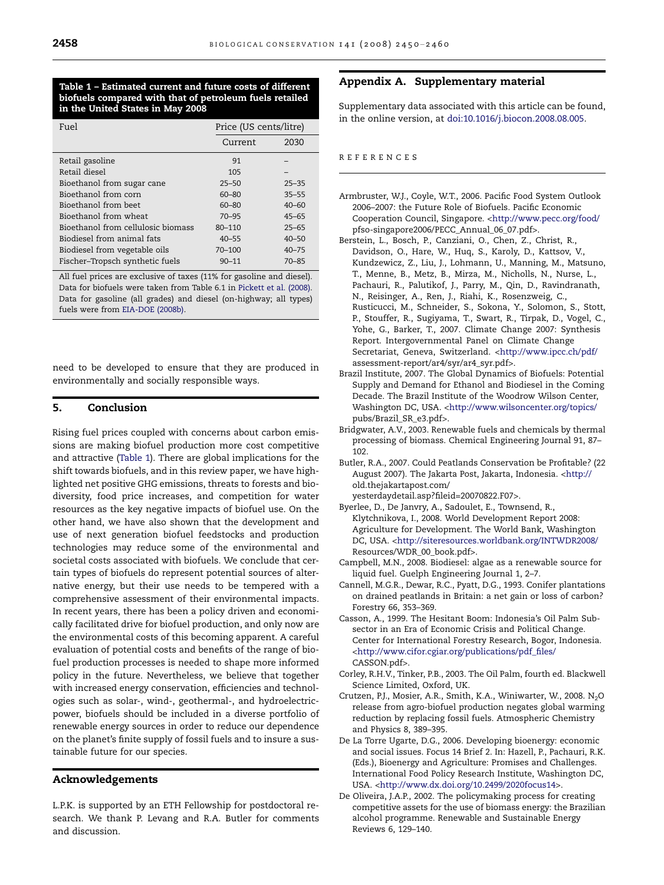**Table 1 – Estimated current and future costs of different biofuels compared with that of petroleum fuels retailed in the United States in May 2008**

| Fuel | Price (US cents/litre) | |
|---|---|---|
| | Current | 2030 |
| Retail gasoline | 91 | – |
| Retail diesel | 105 | – |
| Bioethanol from sugar cane | 25–50 | 25–35 |
| Bioethanol from corn | 60–80 | 35–55 |
| Bioethanol from beet | 60–80 | 40–60 |
| Bioethanol from wheat | 70–95 | 45–65 |
| Bioethanol from cellulosic biomass | 80–110 | 25–65 |
| Biodiesel from animal fats | 40–55 | 40–50 |
| Biodiesel from vegetable oils | 70–100 | 40–75 |
| Fischer–Tropsch synthetic fuels | 90–11 | 70–85 |

All fuel prices are exclusive of taxes (11% for gasoline and diesel). Data for biofuels were taken from Table 6.1 in Pickett et al. (2008). Data for gasoline (all grades) and diesel (on-highway; all types) fuels were from EIA-DOE (2008b).

need to be developed to ensure that they are produced in environmentally and socially responsible ways.

## 5. Conclusion

Rising fuel prices coupled with concerns about carbon emissions are making biofuel production more cost competitive and attractive (Table 1). There are global implications for the shift towards biofuels, and in this review paper, we have highlighted net positive GHG emissions, threats to forests and biodiversity, food price increases, and competition for water resources as the key negative impacts of biofuel use. On the other hand, we have also shown that the development and use of next generation biofuel feedstocks and production technologies may reduce some of the environmental and societal costs associated with biofuels. We conclude that certain types of biofuels do represent potential sources of alternative energy, but their use needs to be tempered with a comprehensive assessment of their environmental impacts. In recent years, there has been a policy driven and economically facilitated drive for biofuel production, and only now are the environmental costs of this becoming apparent. A careful evaluation of potential costs and benefits of the range of biofuel production processes is needed to shape more informed policy in the future. Nevertheless, we believe that together with increased energy conservation, efficiencies and technologies such as solar-, wind-, geothermal-, and hydroelectric-power, biofuels should be included in a diverse portfolio of renewable energy sources in order to reduce our dependence on the planet's finite supply of fossil fuels and to insure a sustainable future for our species.

## Acknowledgements

L.P.K. is supported by an ETH Fellowship for postdoctoral research. We thank P. Levang and R.A. Butler for comments and discussion.

## Appendix A. Supplementary material

Supplementary data associated with this article can be found, in the online version, at doi:10.1016/j.biocon.2008.08.005.

## References

Armbruster, W.J., Coyle, W.T., 2006. Pacific Food System Outlook 2006–2007: the Future Role of Biofuels. Pacific Economic Cooperation Council, Singapore. <http://www.pecc.org/food/pfso-singapore2006/PECC_Annual_06_07.pdf>.

Berstein, L., Bosch, P., Canziani, O., Chen, Z., Christ, R., Davidson, O., Hare, W., Huq, S., Karoly, D., Kattsov, V., Kundzewicz, Z., Liu, J., Lohmann, U., Manning, M., Matsuno, T., Menne, B., Metz, B., Mirza, M., Nicholls, N., Nurse, L., Pachauri, R., Palutikof, J., Parry, M., Qin, D., Ravindranath, N., Reisinger, A., Ren, J., Riahi, K., Rosenzweig, C., Rusticucci, M., Schneider, S., Sokona, Y., Solomon, S., Stott, P., Stouffer, R., Sugiyama, T., Swart, R., Tirpak, D., Vogel, C., Yohe, G., Barker, T., 2007. Climate Change 2007: Synthesis Report. Intergovernmental Panel on Climate Change Secretariat, Geneva, Switzerland. <http://www.ipcc.ch/pdf/assessment-report/ar4/syr/ar4_syr.pdf>.

Brazil Institute, 2007. The Global Dynamics of Biofuels: Potential Supply and Demand for Ethanol and Biodiesel in the Coming Decade. The Brazil Institute of the Woodrow Wilson Center, Washington DC, USA. <http://www.wilsoncenter.org/topics/pubs/Brazil_SR_e3.pdf>.

Bridgwater, A.V., 2003. Renewable fuels and chemicals by thermal processing of biomass. Chemical Engineering Journal 91, 87–102.

Butler, R.A., 2007. Could Peatlands Conservation be Profitable? (22 August 2007). The Jakarta Post, Jakarta, Indonesia. <http://old.thejakartapost.com/yesterdaydetail.asp?fileid=20070822.F07>.

Byerlee, D., De Janvry, A., Sadoulet, E., Townsend, R., Klytchnikova, I., 2008. World Development Report 2008: Agriculture for Development. The World Bank, Washington DC, USA. <http://siteresources.worldbank.org/INTWDR2008/Resources/WDR_00_book.pdf>.

Campbell, M.N., 2008. Biodiesel: algae as a renewable source for liquid fuel. Guelph Engineering Journal 1, 2–7.

Cannell, M.G.R., Dewar, R.C., Pyatt, D.G., 1993. Conifer plantations on drained peatlands in Britain: a net gain or loss of carbon? Forestry 66, 353–369.

Casson, A., 1999. The Hesitant Boom: Indonesia's Oil Palm Sub-sector in an Era of Economic Crisis and Political Change. Center for International Forestry Research, Bogor, Indonesia. <http://www.cifor.cgiar.org/publications/pdf_files/CASSON.pdf>.

Corley, R.H.V., Tinker, P.B., 2003. The Oil Palm, fourth ed. Blackwell Science Limited, Oxford, UK.

Crutzen, P.J., Mosier, A.R., Smith, K.A., Winiwarter, W., 2008. $N_2O$ release from agro-biofuel production negates global warming reduction by replacing fossil fuels. Atmospheric Chemistry and Physics 8, 389–395.

De La Torre Ugarte, D.G., 2006. Developing bioenergy: economic and social issues. Focus 14 Brief 2. In: Hazell, P., Pachauri, R.K. (Eds.), Bioenergy and Agriculture: Promises and Challenges. International Food Policy Research Institute, Washington DC, USA. <http://www.dx.doi.org/10.2499/2020focus14>.

De Oliveira, J.A.P., 2002. The policymaking process for creating competitive assets for the use of biomass energy: the Brazilian alcohol programme. Renewable and Sustainable Energy Reviews 6, 129–140.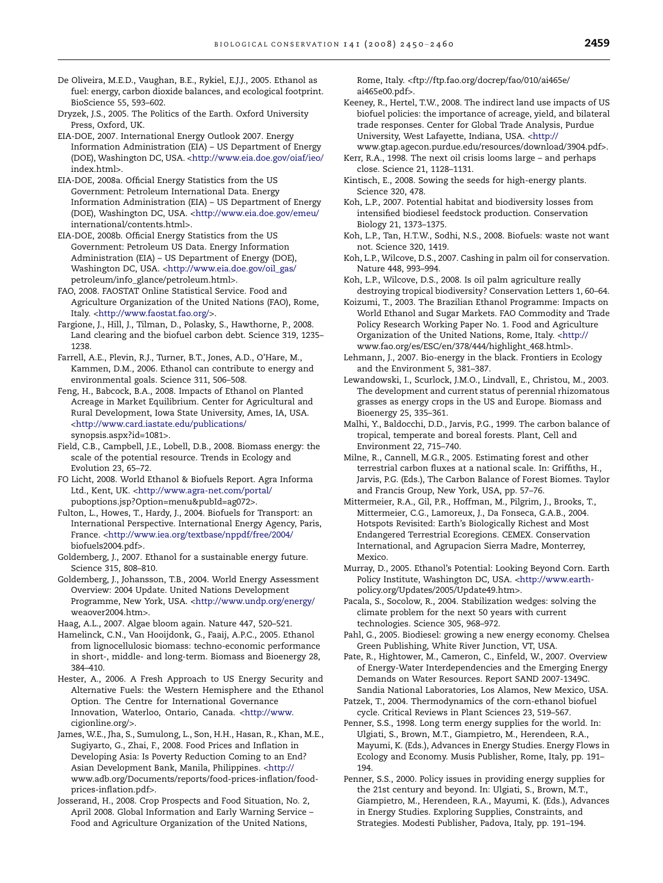De Oliveira, M.E.D., Vaughan, B.E., Rykiel, E.J.J., 2005. Ethanol as fuel: energy, carbon dioxide balances, and ecological footprint. BioScience 55, 593–602.

Dryzek, J.S., 2005. The Politics of the Earth. Oxford University Press, Oxford, UK.

EIA-DOE, 2007. International Energy Outlook 2007. Energy Information Administration (EIA) – US Department of Energy (DOE), Washington DC, USA. <http://www.eia.doe.gov/oiaf/ieo/index.html>.

EIA-DOE, 2008a. Official Energy Statistics from the US Government: Petroleum International Data. Energy Information Administration (EIA) – US Department of Energy (DOE), Washington DC, USA. <http://www.eia.doe.gov/emeu/international/contents.html>.

EIA-DOE, 2008b. Official Energy Statistics from the US Government: Petroleum US Data. Energy Information Administration (EIA) – US Department of Energy (DOE), Washington DC, USA. <http://www.eia.doe.gov/oil_gas/petroleum/info_glance/petroleum.html>.

FAO, 2008. FAOSTAT Online Statistical Service. Food and Agriculture Organization of the United Nations (FAO), Rome, Italy. <http://www.faostat.fao.org/>.

Fargione, J., Hill, J., Tilman, D., Polasky, S., Hawthorne, P., 2008. Land clearing and the biofuel carbon debt. Science 319, 1235–1238.

Farrell, A.E., Plevin, R.J., Turner, B.T., Jones, A.D., O'Hare, M., Kammen, D.M., 2006. Ethanol can contribute to energy and environmental goals. Science 311, 506–508.

Feng, H., Babcock, B.A., 2008. Impacts of Ethanol on Planted Acreage in Market Equilibrium. Center for Agricultural and Rural Development, Iowa State University, Ames, IA, USA. <http://www.card.iastate.edu/publications/synopsis.aspx?id=1081>.

Field, C.B., Campbell, J.E., Lobell, D.B., 2008. Biomass energy: the scale of the potential resource. Trends in Ecology and Evolution 23, 65–72.

FO Licht, 2008. World Ethanol & Biofuels Report. Agra Informa Ltd., Kent, UK. <http://www.agra-net.com/portal/puboptions.jsp?Option=menu&pubId=ag072>.

Fulton, L., Howes, T., Hardy, J., 2004. Biofuels for Transport: an International Perspective. International Energy Agency, Paris, France. <http://www.iea.org/textbase/nppdf/free/2004/biofuels2004.pdf>.

Goldemberg, J., 2007. Ethanol for a sustainable energy future. Science 315, 808–810.

Goldemberg, J., Johansson, T.B., 2004. World Energy Assessment Overview: 2004 Update. United Nations Development Programme, New York, USA. <http://www.undp.org/energy/weaover2004.htm>.

Haag, A.L., 2007. Algae bloom again. Nature 447, 520–521.

Hamelinck, C.N., Van Hooijdonk, G., Faaij, A.P.C., 2005. Ethanol from lignocellulosic biomass: techno-economic performance in short-, middle- and long-term. Biomass and Bioenergy 28, 384–410.

Hester, A., 2006. A Fresh Approach to US Energy Security and Alternative Fuels: the Western Hemisphere and the Ethanol Option. The Centre for International Governance Innovation, Waterloo, Ontario, Canada. <http://www.cigionline.org/>.

James, W.E., Jha, S., Sumulong, L., Son, H.H., Hasan, R., Khan, M.E., Sugiyarto, G., Zhai, F., 2008. Food Prices and Inflation in Developing Asia: Is Poverty Reduction Coming to an End? Asian Development Bank, Manila, Philippines. <http://www.adb.org/Documents/reports/food-prices-inflation/food-prices-inflation.pdf>.

Josserand, H., 2008. Crop Prospects and Food Situation, No. 2, April 2008. Global Information and Early Warning Service – Food and Agriculture Organization of the United Nations, Rome, Italy. <ftp://ftp.fao.org/docrep/fao/010/ai465e/ai465e00.pdf>.

Keeney, R., Hertel, T.W., 2008. The indirect land use impacts of US biofuel policies: the importance of acreage, yield, and bilateral trade responses. Center for Global Trade Analysis, Purdue University, West Lafayette, Indiana, USA. <http://www.gtap.agecon.purdue.edu/resources/download/3904.pdf>.

Kerr, R.A., 1998. The next oil crisis looms large – and perhaps close. Science 21, 1128–1131.

Kintisch, E., 2008. Sowing the seeds for high-energy plants. Science 320, 478.

Koh, L.P., 2007. Potential habitat and biodiversity losses from intensified biodiesel feedstock production. Conservation Biology 21, 1373–1375.

Koh, L.P., Tan, H.T.W., Sodhi, N.S., 2008. Biofuels: waste not want not. Science 320, 1419.

Koh, L.P., Wilcove, D.S., 2007. Cashing in palm oil for conservation. Nature 448, 993–994.

Koh, L.P., Wilcove, D.S., 2008. Is oil palm agriculture really destroying tropical biodiversity? Conservation Letters 1, 60–64.

Koizumi, T., 2003. The Brazilian Ethanol Programme: Impacts on World Ethanol and Sugar Markets. FAO Commodity and Trade Policy Research Working Paper No. 1. Food and Agriculture Organization of the United Nations, Rome, Italy. <http://www.fao.org/es/ESC/en/378/444/highlight_468.html>.

Lehmann, J., 2007. Bio-energy in the black. Frontiers in Ecology and the Environment 5, 381–387.

Lewandowski, I., Scurlock, J.M.O., Lindvall, E., Christou, M., 2003. The development and current status of perennial rhizomatous grasses as energy crops in the US and Europe. Biomass and Bioenergy 25, 335–361.

Malhi, Y., Baldocchi, D.D., Jarvis, P.G., 1999. The carbon balance of tropical, temperate and boreal forests. Plant, Cell and Environment 22, 715–740.

Milne, R., Cannell, M.G.R., 2005. Estimating forest and other terrestrial carbon fluxes at a national scale. In: Griffiths, H., Jarvis, P.G. (Eds.), The Carbon Balance of Forest Biomes. Taylor and Francis Group, New York, USA, pp. 57–76.

Mittermeier, R.A., Gil, P.R., Hoffman, M., Pilgrim, J., Brooks, T., Mittermeier, C.G., Lamoreux, J., Da Fonseca, G.A.B., 2004. Hotspots Revisited: Earth's Biologically Richest and Most Endangered Terrestrial Ecoregions. CEMEX. Conservation International, and Agrupacion Sierra Madre, Monterrey, Mexico.

Murray, D., 2005. Ethanol's Potential: Looking Beyond Corn. Earth Policy Institute, Washington DC, USA. <http://www.earth-policy.org/Updates/2005/Update49.htm>.

Pacala, S., Socolow, R., 2004. Stabilization wedges: solving the climate problem for the next 50 years with current technologies. Science 305, 968–972.

Pahl, G., 2005. Biodiesel: growing a new energy economy. Chelsea Green Publishing, White River Junction, VT, USA.

Pate, R., Hightower, M., Cameron, C., Einfeld, W., 2007. Overview of Energy-Water Interdependencies and the Emerging Energy Demands on Water Resources. Report SAND 2007-1349C. Sandia National Laboratories, Los Alamos, New Mexico, USA.

Patzek, T., 2004. Thermodynamics of the corn-ethanol biofuel cycle. Critical Reviews in Plant Sciences 23, 519–567.

Penner, S.S., 1998. Long term energy supplies for the world. In: Ulgiati, S., Brown, M.T., Giampietro, M., Herendeen, R.A., Mayumi, K. (Eds.), Advances in Energy Studies. Energy Flows in Ecology and Economy. Musis Publisher, Rome, Italy, pp. 191–194.

Penner, S.S., 2000. Policy issues in providing energy supplies for the 21st century and beyond. In: Ulgiati, S., Brown, M.T., Giampietro, M., Herendeen, R.A., Mayumi, K. (Eds.), Advances in Energy Studies. Exploring Supplies, Constraints, and Strategies. Modesti Publisher, Padova, Italy, pp. 191–194.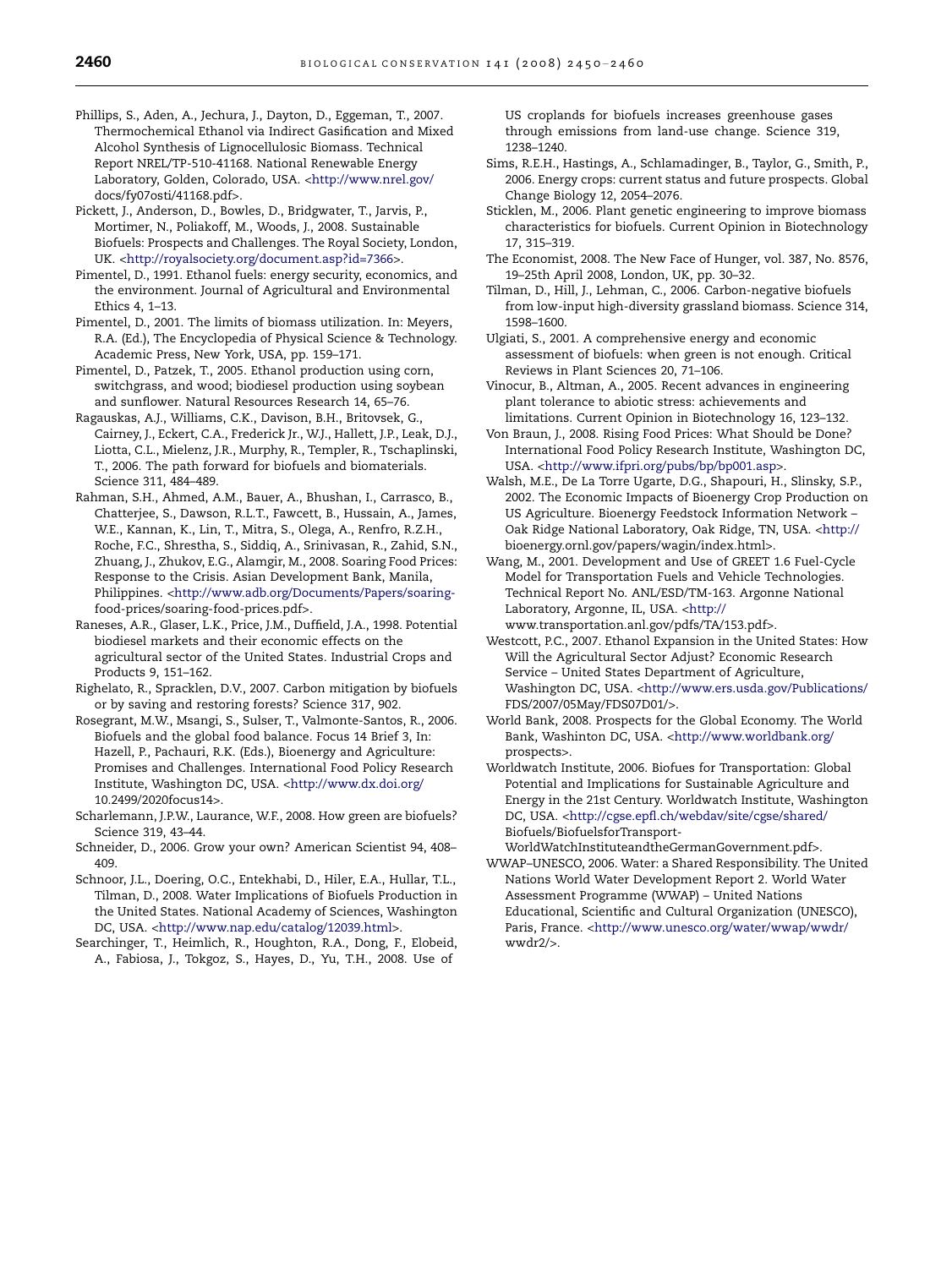Phillips, S., Aden, A., Jechura, J., Dayton, D., Eggeman, T., 2007. Thermochemical Ethanol via Indirect Gasification and Mixed Alcohol Synthesis of Lignocellulosic Biomass. Technical Report NREL/TP-510-41168. National Renewable Energy Laboratory, Golden, Colorado, USA. <http://www.nrel.gov/docs/fy07osti/41168.pdf>.

Pickett, J., Anderson, D., Bowles, D., Bridgwater, T., Jarvis, P., Mortimer, N., Poliakoff, M., Woods, J., 2008. Sustainable Biofuels: Prospects and Challenges. The Royal Society, London, UK. <http://royalsociety.org/document.asp?id=7366>.

Pimentel, D., 1991. Ethanol fuels: energy security, economics, and the environment. Journal of Agricultural and Environmental Ethics 4, 1–13.

Pimentel, D., 2001. The limits of biomass utilization. In: Meyers, R.A. (Ed.), The Encyclopedia of Physical Science & Technology. Academic Press, New York, USA, pp. 159–171.

Pimentel, D., Patzek, T., 2005. Ethanol production using corn, switchgrass, and wood; biodiesel production using soybean and sunflower. Natural Resources Research 14, 65–76.

Ragauskas, A.J., Williams, C.K., Davison, B.H., Britovsek, G., Cairney, J., Eckert, C.A., Frederick Jr., W.J., Hallett, J.P., Leak, D.J., Liotta, C.L., Mielenz, J.R., Murphy, R., Templer, R., Tschaplinski, T., 2006. The path forward for biofuels and biomaterials. Science 311, 484–489.

Rahman, S.H., Ahmed, A.M., Bauer, A., Bhushan, I., Carrasco, B., Chatterjee, S., Dawson, R.L.T., Fawcett, B., Hussain, A., James, W.E., Kannan, K., Lin, T., Mitra, S., Olega, A., Renfro, R.Z.H., Roche, F.C., Shrestha, S., Siddiq, A., Srinivasan, R., Zahid, S.N., Zhuang, J., Zhukov, E.G., Alamgir, M., 2008. Soaring Food Prices: Response to the Crisis. Asian Development Bank, Manila, Philippines. <http://www.adb.org/Documents/Papers/soaring-food-prices/soaring-food-prices.pdf>.

Raneses, A.R., Glaser, L.K., Price, J.M., Duffield, J.A., 1998. Potential biodiesel markets and their economic effects on the agricultural sector of the United States. Industrial Crops and Products 9, 151–162.

Righelato, R., Spracklen, D.V., 2007. Carbon mitigation by biofuels or by saving and restoring forests? Science 317, 902.

Rosegrant, M.W., Msangi, S., Sulser, T., Valmonte-Santos, R., 2006. Biofuels and the global food balance. Focus 14 Brief 3, In: Hazell, P., Pachauri, R.K. (Eds.), Bioenergy and Agriculture: Promises and Challenges. International Food Policy Research Institute, Washington DC, USA. <http://www.dx.doi.org/10.2499/2020focus14>.

Scharlemann, J.P.W., Laurance, W.F., 2008. How green are biofuels? Science 319, 43–44.

Schneider, D., 2006. Grow your own? American Scientist 94, 408–409.

Schnoor, J.L., Doering, O.C., Entekhabi, D., Hiler, E.A., Hullar, T.L., Tilman, D., 2008. Water Implications of Biofuels Production in the United States. National Academy of Sciences, Washington DC, USA. <http://www.nap.edu/catalog/12039.html>.

Searchinger, T., Heimlich, R., Houghton, R.A., Dong, F., Elobeid, A., Fabiosa, J., Tokgoz, S., Hayes, D., Yu, T.H., 2008. Use of US croplands for biofuels increases greenhouse gases through emissions from land-use change. Science 319, 1238–1240.

Sims, R.E.H., Hastings, A., Schlamadinger, B., Taylor, G., Smith, P., 2006. Energy crops: current status and future prospects. Global Change Biology 12, 2054–2076.

Sticklen, M., 2006. Plant genetic engineering to improve biomass characteristics for biofuels. Current Opinion in Biotechnology 17, 315–319.

The Economist, 2008. The New Face of Hunger, vol. 387, No. 8576, 19–25th April 2008, London, UK, pp. 30–32.

Tilman, D., Hill, J., Lehman, C., 2006. Carbon-negative biofuels from low-input high-diversity grassland biomass. Science 314, 1598–1600.

Ulgiati, S., 2001. A comprehensive energy and economic assessment of biofuels: when green is not enough. Critical Reviews in Plant Sciences 20, 71–106.

Vinocur, B., Altman, A., 2005. Recent advances in engineering plant tolerance to abiotic stress: achievements and limitations. Current Opinion in Biotechnology 16, 123–132.

Von Braun, J., 2008. Rising Food Prices: What Should be Done? International Food Policy Research Institute, Washington DC, USA. <http://www.ifpri.org/pubs/bp/bp001.asp>.

Walsh, M.E., De La Torre Ugarte, D.G., Shapouri, H., Slinsky, S.P., 2002. The Economic Impacts of Bioenergy Crop Production on US Agriculture. Bioenergy Feedstock Information Network – Oak Ridge National Laboratory, Oak Ridge, TN, USA. <http://bioenergy.ornl.gov/papers/wagin/index.html>.

Wang, M., 2001. Development and Use of GREET 1.6 Fuel-Cycle Model for Transportation Fuels and Vehicle Technologies. Technical Report No. ANL/ESD/TM-163. Argonne National Laboratory, Argonne, IL, USA. <http://www.transportation.anl.gov/pdfs/TA/153.pdf>.

Westcott, P.C., 2007. Ethanol Expansion in the United States: How Will the Agricultural Sector Adjust? Economic Research Service – United States Department of Agriculture, Washington DC, USA. <http://www.ers.usda.gov/Publications/FDS/2007/05May/FDS07D01/>.

World Bank, 2008. Prospects for the Global Economy. The World Bank, Washinton DC, USA. <http://www.worldbank.org/prospects>.

Worldwatch Institute, 2006. Biofues for Transportation: Global Potential and Implications for Sustainable Agriculture and Energy in the 21st Century. Worldwatch Institute, Washington DC, USA. <http://cgse.epfl.ch/webdav/site/cgse/shared/Biofuels/BiofuelsforTransport-WorldWatchInstituteandtheGermanGovernment.pdf>.

WWAP–UNESCO, 2006. Water: a Shared Responsibility. The United Nations World Water Development Report 2. World Water Assessment Programme (WWAP) – United Nations Educational, Scientific and Cultural Organization (UNESCO), Paris, France. <http://www.unesco.org/water/wwap/wwdr/wwdr2/>.